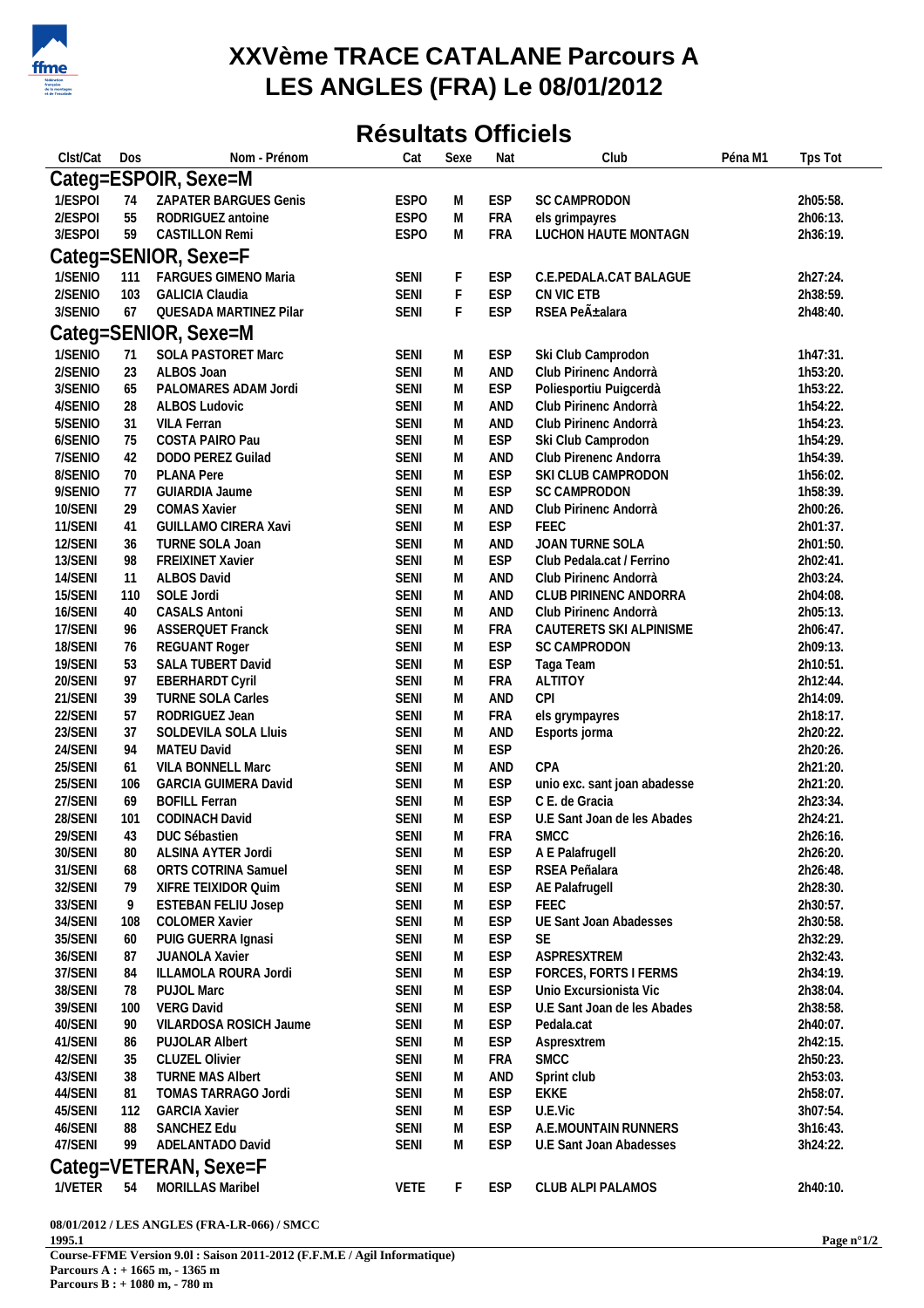# XXVème TRACE CATALANE Parcours A
# LES ANGLES (FRA) Le 08/01/2012

## Résultats Officiels

| Clst/Cat | Dos | Nom - Prénom | Cat | Sexe | Nat | Club | Péna M1 | Tps Tot |
|---|---|---|---|---|---|---|---|---|
| **Categ=ESPOIR, Sexe=M** | | | | | | | | |
| 1/ESPOI | 74 | ZAPATER BARGUES Genis | ESPO | M | ESP | SC CAMPRODON | | 2h05:58. |
| 2/ESPOI | 55 | RODRIGUEZ antoine | ESPO | M | FRA | els grimpayres | | 2h06:13. |
| 3/ESPOI | 59 | CASTILLON Remi | ESPO | M | FRA | LUCHON HAUTE MONTAGN | | 2h36:19. |
| **Categ=SENIOR, Sexe=F** | | | | | | | | |
| 1/SENIO | 111 | FARGUES GIMENO Maria | SENI | F | ESP | C.E.PEDALA.CAT BALAGUE | | 2h27:24. |
| 2/SENIO | 103 | GALICIA Claudia | SENI | F | ESP | CN VIC ETB | | 2h38:59. |
| 3/SENIO | 67 | QUESADA MARTINEZ Pilar | SENI | F | ESP | RSEA PeÃ±alara | | 2h48:40. |
| **Categ=SENIOR, Sexe=M** | | | | | | | | |
| 1/SENIO | 71 | SOLA PASTORET Marc | SENI | M | ESP | Ski Club Camprodon | | 1h47:31. |
| 2/SENIO | 23 | ALBOS Joan | SENI | M | AND | Club Pirinenc Andorrà | | 1h53:20. |
| 3/SENIO | 65 | PALOMARES ADAM Jordi | SENI | M | ESP | Poliesportiu Puigcerdà | | 1h53:22. |
| 4/SENIO | 28 | ALBOS Ludovic | SENI | M | AND | Club Pirinenc Andorrà | | 1h54:22. |
| 5/SENIO | 31 | VILA Ferran | SENI | M | AND | Club Pirinenc Andorrà | | 1h54:23. |
| 6/SENIO | 75 | COSTA PAIRO Pau | SENI | M | ESP | Ski Club Camprodon | | 1h54:29. |
| 7/SENIO | 42 | DODO PEREZ Guilad | SENI | M | AND | Club Pirenenc Andorra | | 1h54:39. |
| 8/SENIO | 70 | PLANA Pere | SENI | M | ESP | SKI CLUB CAMPRODON | | 1h56:02. |
| 9/SENIO | 77 | GUIARDIA Jaume | SENI | M | ESP | SC CAMPRODON | | 1h58:39. |
| 10/SENI | 29 | COMAS Xavier | SENI | M | AND | Club Pirinenc Andorrà | | 2h00:26. |
| 11/SENI | 41 | GUILLAMO CIRERA Xavi | SENI | M | ESP | FEEC | | 2h01:37. |
| 12/SENI | 36 | TURNE SOLA Joan | SENI | M | AND | JOAN TURNE SOLA | | 2h01:50. |
| 13/SENI | 98 | FREIXINET Xavier | SENI | M | ESP | Club Pedala.cat / Ferrino | | 2h02:41. |
| 14/SENI | 11 | ALBOS David | SENI | M | AND | Club Pirinenc Andorrà | | 2h03:24. |
| 15/SENI | 110 | SOLE Jordi | SENI | M | AND | CLUB PIRINENC ANDORRA | | 2h04:08. |
| 16/SENI | 40 | CASALS Antoni | SENI | M | AND | Club Pirinenc Andorrà | | 2h05:13. |
| 17/SENI | 96 | ASSERQUET Franck | SENI | M | FRA | CAUTERETS SKI ALPINISME | | 2h06:47. |
| 18/SENI | 76 | REGUANT Roger | SENI | M | ESP | SC CAMPRODON | | 2h09:13. |
| 19/SENI | 53 | SALA TUBERT David | SENI | M | ESP | Taga Team | | 2h10:51. |
| 20/SENI | 97 | EBERHARDT Cyril | SENI | M | FRA | ALTITOY | | 2h12:44. |
| 21/SENI | 39 | TURNE SOLA Carles | SENI | M | AND | CPI | | 2h14:09. |
| 22/SENI | 57 | RODRIGUEZ Jean | SENI | M | FRA | els grympayres | | 2h18:17. |
| 23/SENI | 37 | SOLDEVILA SOLA Lluis | SENI | M | AND | Esports jorma | | 2h20:22. |
| 24/SENI | 94 | MATEU David | SENI | M | ESP | | | 2h20:26. |
| 25/SENI | 61 | VILA BONNELL Marc | SENI | M | AND | CPA | | 2h21:20. |
| 25/SENI | 106 | GARCIA GUIMERA David | SENI | M | ESP | unio exc. sant joan abadesse | | 2h21:20. |
| 27/SENI | 69 | BOFILL Ferran | SENI | M | ESP | C E. de Gracia | | 2h23:34. |
| 28/SENI | 101 | CODINACH David | SENI | M | ESP | U.E Sant Joan de les Abades | | 2h24:21. |
| 29/SENI | 43 | DUC Sébastien | SENI | M | FRA | SMCC | | 2h26:16. |
| 30/SENI | 80 | ALSINA AYTER Jordi | SENI | M | ESP | A E Palafrugell | | 2h26:20. |
| 31/SENI | 68 | ORTS COTRINA Samuel | SENI | M | ESP | RSEA Peñalara | | 2h26:48. |
| 32/SENI | 79 | XIFRE TEIXIDOR Quim | SENI | M | ESP | AE Palafrugell | | 2h28:30. |
| 33/SENI | 9 | ESTEBAN FELIU Josep | SENI | M | ESP | FEEC | | 2h30:57. |
| 34/SENI | 108 | COLOMER Xavier | SENI | M | ESP | UE Sant Joan Abadesses | | 2h30:58. |
| 35/SENI | 60 | PUIG GUERRA Ignasi | SENI | M | ESP | SE | | 2h32:29. |
| 36/SENI | 87 | JUANOLA Xavier | SENI | M | ESP | ASPRESXTREM | | 2h32:43. |
| 37/SENI | 84 | ILLAMOLA ROURA Jordi | SENI | M | ESP | FORCES, FORTS I FERMS | | 2h34:19. |
| 38/SENI | 78 | PUJOL Marc | SENI | M | ESP | Unio Excursionista Vic | | 2h38:04. |
| 39/SENI | 100 | VERG David | SENI | M | ESP | U.E Sant Joan de les Abades | | 2h38:58. |
| 40/SENI | 90 | VILARDOSA ROSICH Jaume | SENI | M | ESP | Pedala.cat | | 2h40:07. |
| 41/SENI | 86 | PUJOLAR Albert | SENI | M | ESP | Aspresxtrem | | 2h42:15. |
| 42/SENI | 35 | CLUZEL Olivier | SENI | M | FRA | SMCC | | 2h50:23. |
| 43/SENI | 38 | TURNE MAS Albert | SENI | M | AND | Sprint club | | 2h53:03. |
| 44/SENI | 81 | TOMAS TARRAGO Jordi | SENI | M | ESP | EKKE | | 2h58:07. |
| 45/SENI | 112 | GARCIA Xavier | SENI | M | ESP | U.E.Vic | | 3h07:54. |
| 46/SENI | 88 | SANCHEZ Edu | SENI | M | ESP | A.E.MOUNTAIN RUNNERS | | 3h16:43. |
| 47/SENI | 99 | ADELANTADO David | SENI | M | ESP | U.E Sant Joan Abadesses | | 3h24:22. |
| **Categ=VETERAN, Sexe=F** | | | | | | | | |
| 1/VETER | 54 | MORILLAS Maribel | VETE | F | ESP | CLUB ALPI PALAMOS | | 2h40:10. |

**08/01/2012 / LES ANGLES (FRA-LR-066) / SMCC**
**1995.1**
**Course-FFME Version 9.0l : Saison 2011-2012 (F.F.M.E / Agil Informatique)**
**Parcours A : + 1665 m, - 1365 m**
**Parcours B : + 1080 m, - 780 m**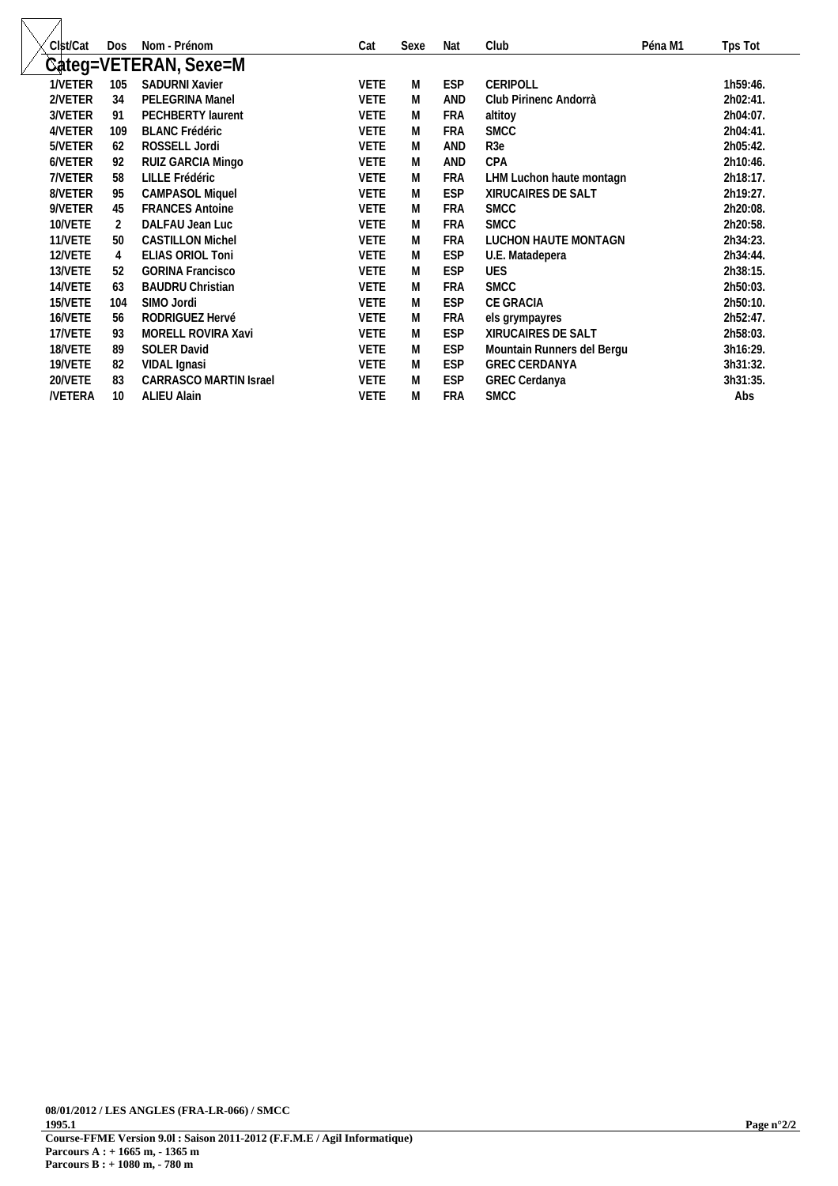| Clst/Cat | Dos | Nom - Prénom | Cat | Sexe | Nat | Club | Péna M1 | Tps Tot |
|---|---|---|---|---|---|---|---|---|

## Categ=VETERAN, Sexe=M

| Clst/Cat | Dos | Nom - Prénom | Cat | Sexe | Nat | Club | Péna M1 | Tps Tot |
|---|---|---|---|---|---|---|---|---|
| 1/VETER | 105 | SADURNI Xavier | VETE | M | ESP | CERIPOLL | | 1h59:46. |
| 2/VETER | 34 | PELEGRINA Manel | VETE | M | AND | Club Pirinenc Andorrà | | 2h02:41. |
| 3/VETER | 91 | PECHBERTY laurent | VETE | M | FRA | altitoy | | 2h04:07. |
| 4/VETER | 109 | BLANC Frédéric | VETE | M | FRA | SMCC | | 2h04:41. |
| 5/VETER | 62 | ROSSELL Jordi | VETE | M | AND | R3e | | 2h05:42. |
| 6/VETER | 92 | RUIZ GARCIA Mingo | VETE | M | AND | CPA | | 2h10:46. |
| 7/VETER | 58 | LILLE Frédéric | VETE | M | FRA | LHM Luchon haute montagn | | 2h18:17. |
| 8/VETER | 95 | CAMPASOL Miquel | VETE | M | ESP | XIRUCAIRES DE SALT | | 2h19:27. |
| 9/VETER | 45 | FRANCES Antoine | VETE | M | FRA | SMCC | | 2h20:08. |
| 10/VETE | 2 | DALFAU Jean Luc | VETE | M | FRA | SMCC | | 2h20:58. |
| 11/VETE | 50 | CASTILLON Michel | VETE | M | FRA | LUCHON HAUTE MONTAGN | | 2h34:23. |
| 12/VETE | 4 | ELIAS ORIOL Toni | VETE | M | ESP | U.E. Matadepera | | 2h34:44. |
| 13/VETE | 52 | GORINA Francisco | VETE | M | ESP | UES | | 2h38:15. |
| 14/VETE | 63 | BAUDRU Christian | VETE | M | FRA | SMCC | | 2h50:03. |
| 15/VETE | 104 | SIMO Jordi | VETE | M | ESP | CE GRACIA | | 2h50:10. |
| 16/VETE | 56 | RODRIGUEZ Hervé | VETE | M | FRA | els grympayres | | 2h52:47. |
| 17/VETE | 93 | MORELL ROVIRA Xavi | VETE | M | ESP | XIRUCAIRES DE SALT | | 2h58:03. |
| 18/VETE | 89 | SOLER David | VETE | M | ESP | Mountain Runners del Bergu | | 3h16:29. |
| 19/VETE | 82 | VIDAL Ignasi | VETE | M | ESP | GREC CERDANYA | | 3h31:32. |
| 20/VETE | 83 | CARRASCO MARTIN Israel | VETE | M | ESP | GREC Cerdanya | | 3h31:35. |
| /VETERA | 10 | ALIEU Alain | VETE | M | FRA | SMCC | | Abs |

**08/01/2012 / LES ANGLES (FRA-LR-066) / SMCC**
**1995.1**
**Course-FFME Version 9.0l : Saison 2011-2012 (F.F.M.E / Agil Informatique)**
**Parcours A : + 1665 m, - 1365 m**
**Parcours B : + 1080 m, - 780 m**